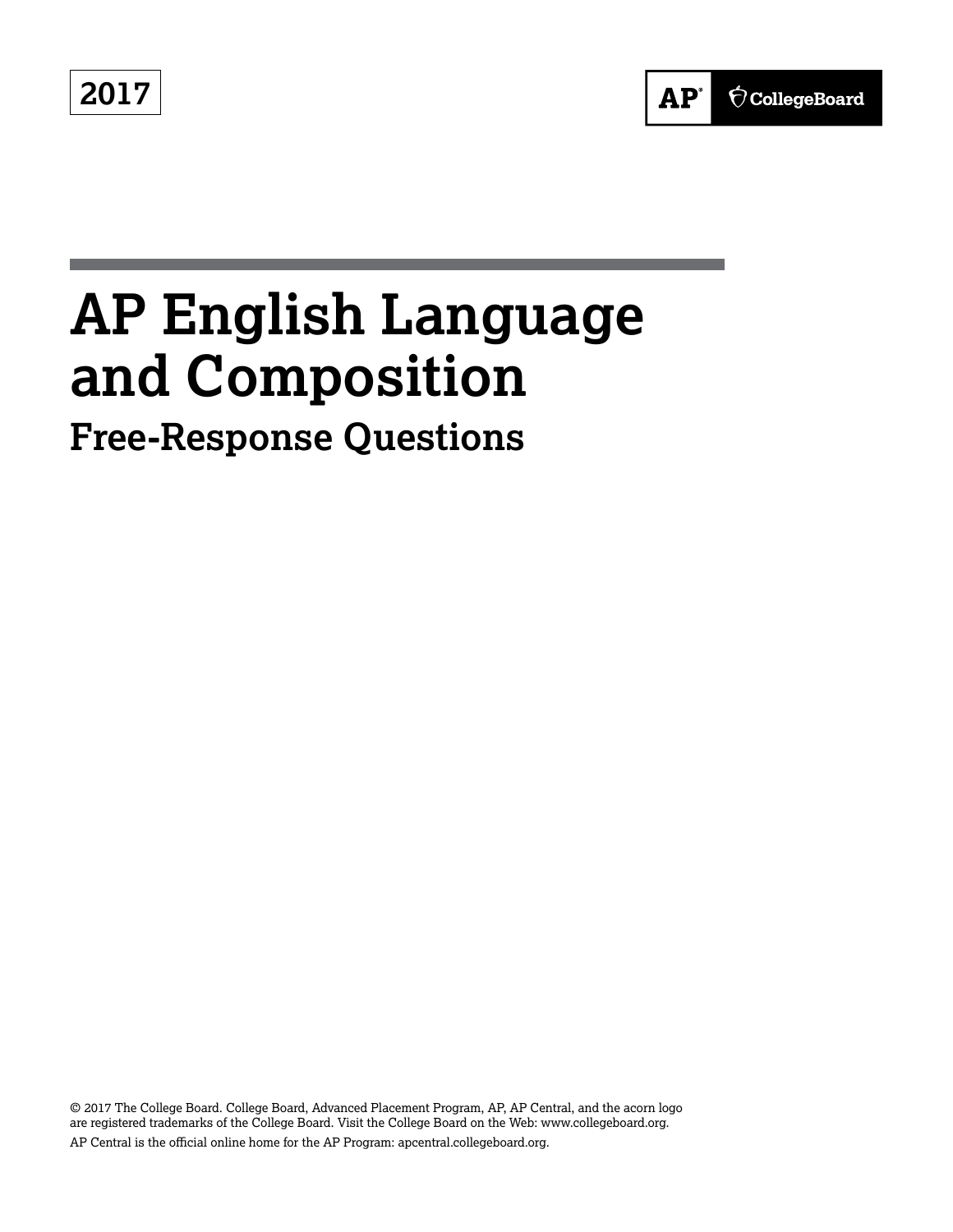2017

AP CollegeBoard

# AP English Language and Composition

## Free-Response Questions

© 2017 The College Board. College Board, Advanced Placement Program, AP, AP Central, and the acorn logo are registered trademarks of the College Board. Visit the College Board on the Web: www.collegeboard.org.

AP Central is the official online home for the AP Program: apcentral.collegeboard.org.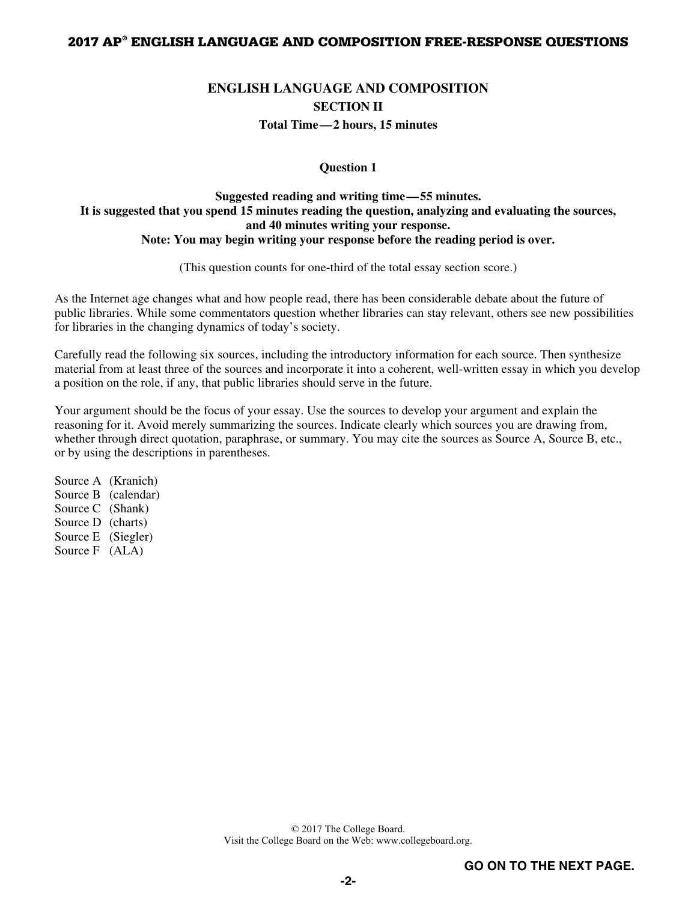## ENGLISH LANGUAGE AND COMPOSITION

### SECTION II

**Total Time — 2 hours, 15 minutes**

**Question 1**

**Suggested reading and writing time — 55 minutes.**
**It is suggested that you spend 15 minutes reading the question, analyzing and evaluating the sources, and 40 minutes writing your response.**
**Note: You may begin writing your response before the reading period is over.**

(This question counts for one-third of the total essay section score.)

As the Internet age changes what and how people read, there has been considerable debate about the future of public libraries. While some commentators question whether libraries can stay relevant, others see new possibilities for libraries in the changing dynamics of today's society.

Carefully read the following six sources, including the introductory information for each source. Then synthesize material from at least three of the sources and incorporate it into a coherent, well-written essay in which you develop a position on the role, if any, that public libraries should serve in the future.

Your argument should be the focus of your essay. Use the sources to develop your argument and explain the reasoning for it. Avoid merely summarizing the sources. Indicate clearly which sources you are drawing from, whether through direct quotation, paraphrase, or summary. You may cite the sources as Source A, Source B, etc., or by using the descriptions in parentheses.

Source A (Kranich)
Source B (calendar)
Source C (Shank)
Source D (charts)
Source E (Siegler)
Source F (ALA)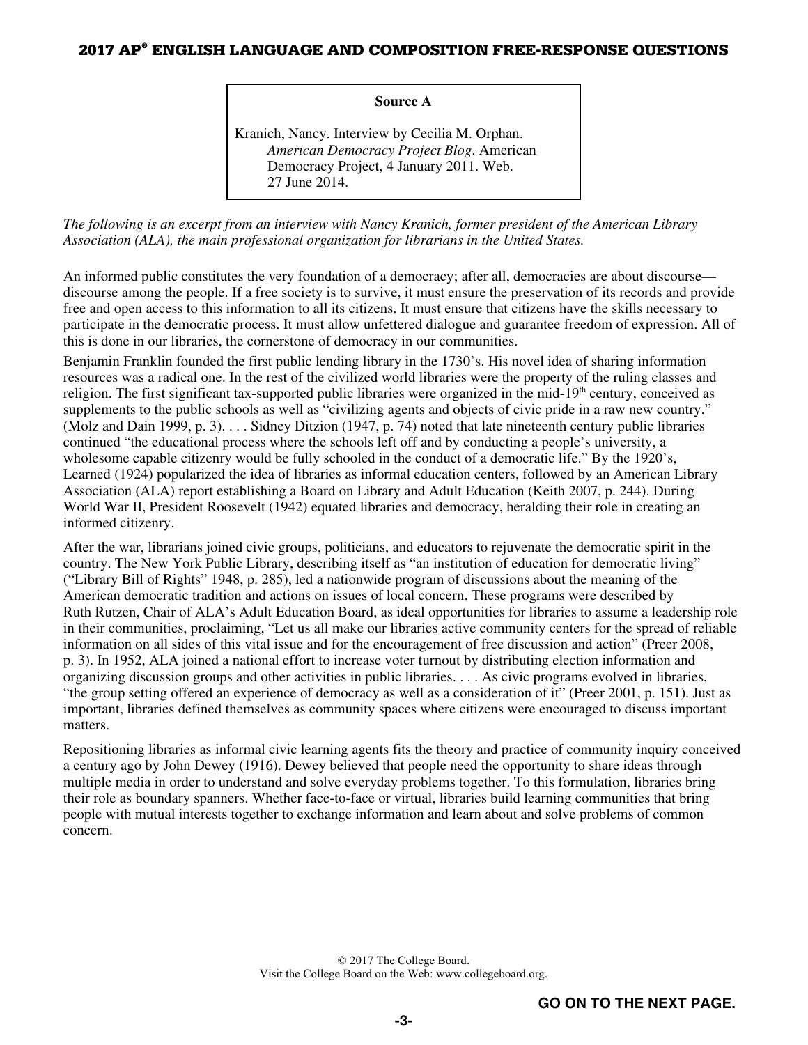**Source A**

Kranich, Nancy. Interview by Cecilia M. Orphan. *American Democracy Project Blog*. American Democracy Project, 4 January 2011. Web. 27 June 2014.

*The following is an excerpt from an interview with Nancy Kranich, former president of the American Library Association (ALA), the main professional organization for librarians in the United States.*

An informed public constitutes the very foundation of a democracy; after all, democracies are about discourse—discourse among the people. If a free society is to survive, it must ensure the preservation of its records and provide free and open access to this information to all its citizens. It must ensure that citizens have the skills necessary to participate in the democratic process. It must allow unfettered dialogue and guarantee freedom of expression. All of this is done in our libraries, the cornerstone of democracy in our communities.

Benjamin Franklin founded the first public lending library in the 1730's. His novel idea of sharing information resources was a radical one. In the rest of the civilized world libraries were the property of the ruling classes and religion. The first significant tax-supported public libraries were organized in the mid-19th century, conceived as supplements to the public schools as well as "civilizing agents and objects of civic pride in a raw new country." (Molz and Dain 1999, p. 3). . . . Sidney Ditzion (1947, p. 74) noted that late nineteenth century public libraries continued "the educational process where the schools left off and by conducting a people's university, a wholesome capable citizenry would be fully schooled in the conduct of a democratic life." By the 1920's, Learned (1924) popularized the idea of libraries as informal education centers, followed by an American Library Association (ALA) report establishing a Board on Library and Adult Education (Keith 2007, p. 244). During World War II, President Roosevelt (1942) equated libraries and democracy, heralding their role in creating an informed citizenry.

After the war, librarians joined civic groups, politicians, and educators to rejuvenate the democratic spirit in the country. The New York Public Library, describing itself as "an institution of education for democratic living" ("Library Bill of Rights" 1948, p. 285), led a nationwide program of discussions about the meaning of the American democratic tradition and actions on issues of local concern. These programs were described by Ruth Rutzen, Chair of ALA's Adult Education Board, as ideal opportunities for libraries to assume a leadership role in their communities, proclaiming, "Let us all make our libraries active community centers for the spread of reliable information on all sides of this vital issue and for the encouragement of free discussion and action" (Preer 2008, p. 3). In 1952, ALA joined a national effort to increase voter turnout by distributing election information and organizing discussion groups and other activities in public libraries. . . . As civic programs evolved in libraries, "the group setting offered an experience of democracy as well as a consideration of it" (Preer 2001, p. 151). Just as important, libraries defined themselves as community spaces where citizens were encouraged to discuss important matters.

Repositioning libraries as informal civic learning agents fits the theory and practice of community inquiry conceived a century ago by John Dewey (1916). Dewey believed that people need the opportunity to share ideas through multiple media in order to understand and solve everyday problems together. To this formulation, libraries bring their role as boundary spanners. Whether face-to-face or virtual, libraries build learning communities that bring people with mutual interests together to exchange information and learn about and solve problems of common concern.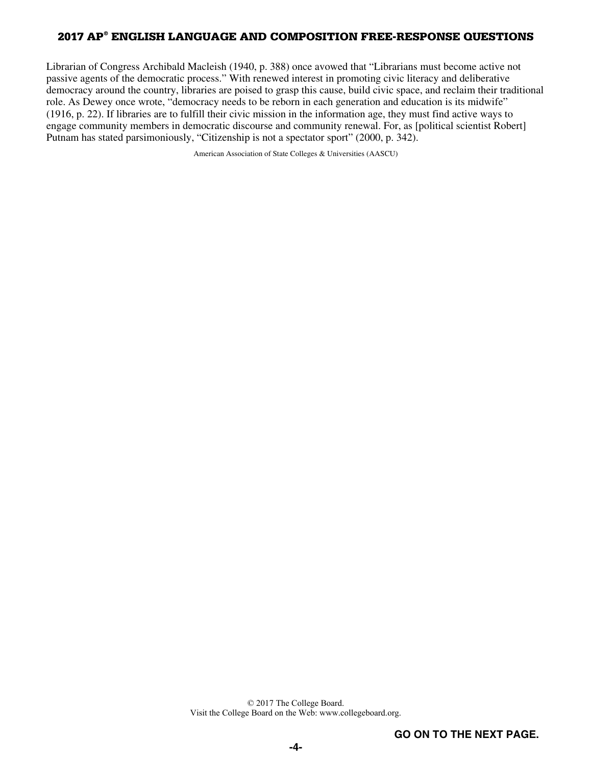Librarian of Congress Archibald Macleish (1940, p. 388) once avowed that "Librarians must become active not passive agents of the democratic process." With renewed interest in promoting civic literacy and deliberative democracy around the country, libraries are poised to grasp this cause, build civic space, and reclaim their traditional role. As Dewey once wrote, "democracy needs to be reborn in each generation and education is its midwife" (1916, p. 22). If libraries are to fulfill their civic mission in the information age, they must find active ways to engage community members in democratic discourse and community renewal. For, as [political scientist Robert] Putnam has stated parsimoniously, "Citizenship is not a spectator sport" (2000, p. 342).

American Association of State Colleges & Universities (AASCU)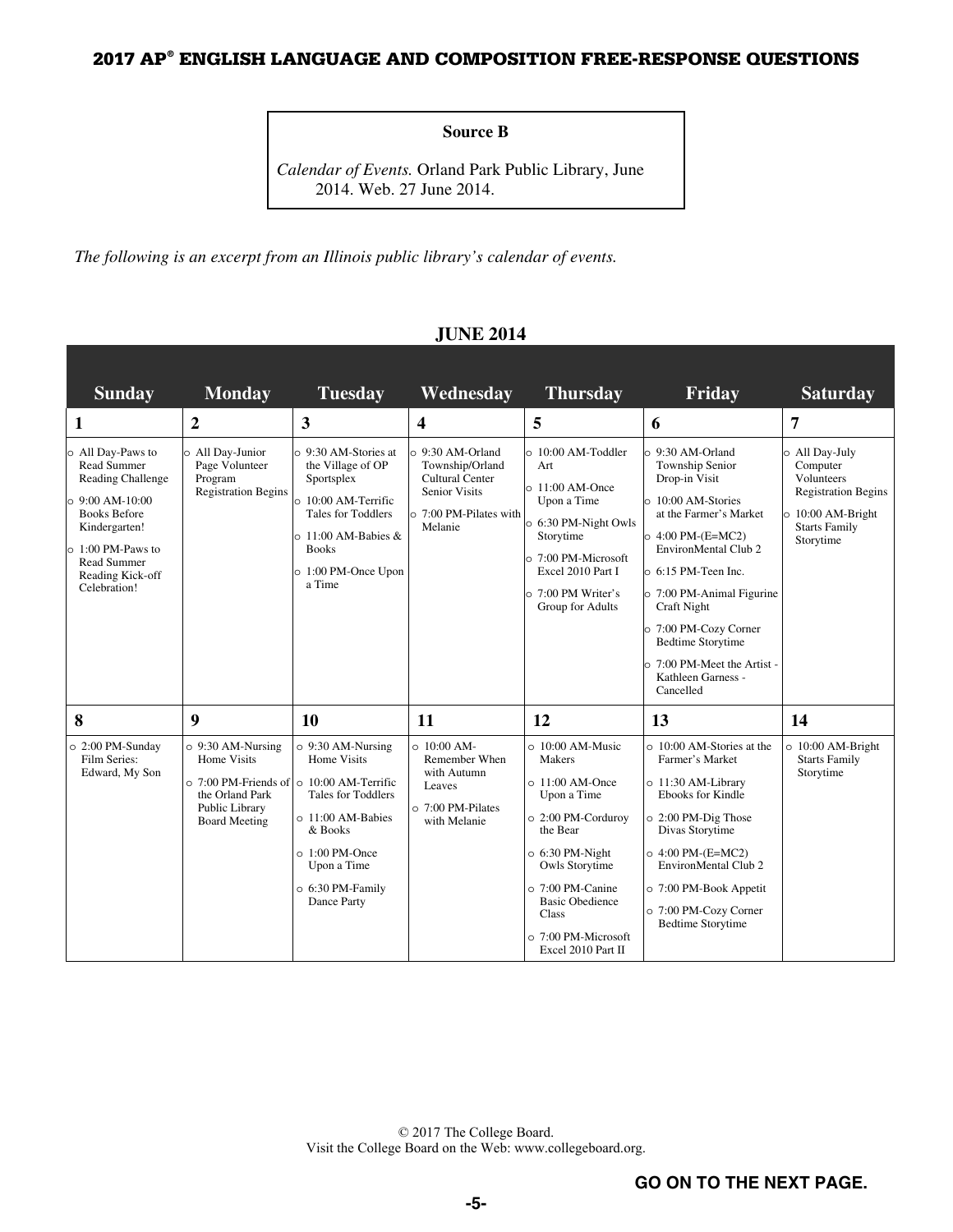**Source B**

*Calendar of Events.* Orland Park Public Library, June 2014. Web. 27 June 2014.

*The following is an excerpt from an Illinois public library's calendar of events.*

**JUNE 2014**

| Sunday | Monday | Tuesday | Wednesday | Thursday | Friday | Saturday |
|---|---|---|---|---|---|---|
| **1** | **2** | **3** | **4** | **5** | **6** | **7** |
| ○ All Day-Paws to Read Summer Reading Challenge<br>○ 9:00 AM-10:00 Books Before Kindergarten!<br>○ 1:00 PM-Paws to Read Summer Reading Kick-off Celebration! | ○ All Day-Junior Page Volunteer Program Registration Begins | ○ 9:30 AM-Stories at the Village of OP Sportsplex<br>○ 10:00 AM-Terrific Tales for Toddlers<br>○ 11:00 AM-Babies & Books<br>○ 1:00 PM-Once Upon a Time | ○ 9:30 AM-Orland Township/Orland Cultural Center Senior Visits<br>○ 7:00 PM-Pilates with Melanie | ○ 10:00 AM-Toddler Art<br>○ 11:00 AM-Once Upon a Time<br>○ 6:30 PM-Night Owls Storytime<br>○ 7:00 PM-Microsoft Excel 2010 Part I<br>○ 7:00 PM Writer's Group for Adults | ○ 9:30 AM-Orland Township Senior Drop-in Visit<br>○ 10:00 AM-Stories at the Farmer's Market<br>○ 4:00 PM-(E=MC2) EnvironMental Club 2<br>○ 6:15 PM-Teen Inc.<br>○ 7:00 PM-Animal Figurine Craft Night<br>○ 7:00 PM-Cozy Corner Bedtime Storytime<br>○ 7:00 PM-Meet the Artist - Kathleen Garness - Cancelled | ○ All Day-July Computer Volunteers Registration Begins<br>○ 10:00 AM-Bright Starts Family Storytime |
| **8** | **9** | **10** | **11** | **12** | **13** | **14** |
| ○ 2:00 PM-Sunday Film Series: Edward, My Son | ○ 9:30 AM-Nursing Home Visits<br>○ 7:00 PM-Friends of the Orland Park Public Library Board Meeting | ○ 9:30 AM-Nursing Home Visits<br>○ 10:00 AM-Terrific Tales for Toddlers<br>○ 11:00 AM-Babies & Books<br>○ 1:00 PM-Once Upon a Time<br>○ 6:30 PM-Family Dance Party | ○ 10:00 AM-Remember When with Autumn Leaves<br>○ 7:00 PM-Pilates with Melanie | ○ 10:00 AM-Music Makers<br>○ 11:00 AM-Once Upon a Time<br>○ 2:00 PM-Corduroy the Bear<br>○ 6:30 PM-Night Owls Storytime<br>○ 7:00 PM-Canine Basic Obedience Class<br>○ 7:00 PM-Microsoft Excel 2010 Part II | ○ 10:00 AM-Stories at the Farmer's Market<br>○ 11:30 AM-Library Ebooks for Kindle<br>○ 2:00 PM-Dig Those Divas Storytime<br>○ 4:00 PM-(E=MC2) EnvironMental Club 2<br>○ 7:00 PM-Book Appetit<br>○ 7:00 PM-Cozy Corner Bedtime Storytime | ○ 10:00 AM-Bright Starts Family Storytime |

GO ON TO THE NEXT PAGE.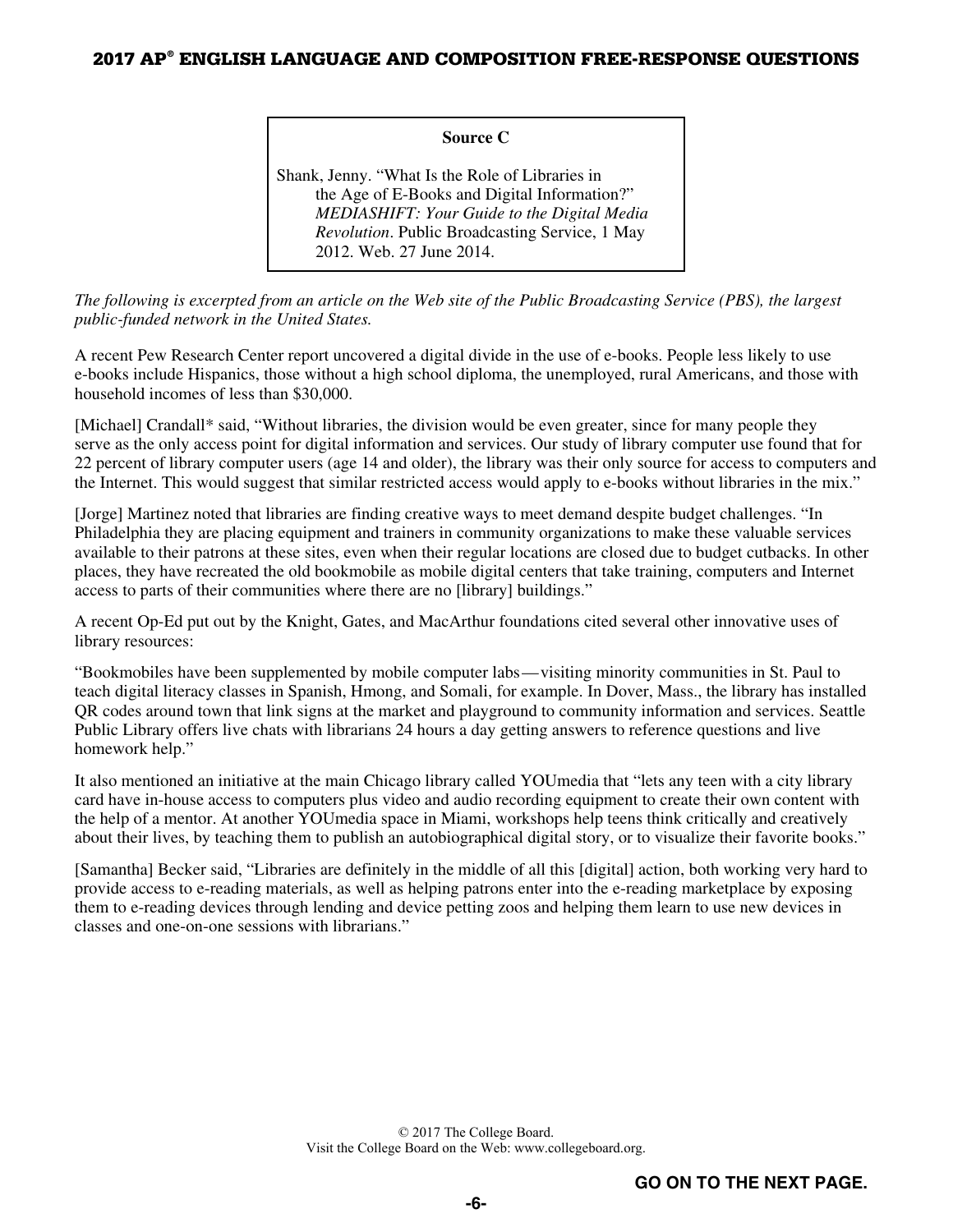**Source C**

Shank, Jenny. "What Is the Role of Libraries in the Age of E-Books and Digital Information?" *MEDIASHIFT: Your Guide to the Digital Media Revolution*. Public Broadcasting Service, 1 May 2012. Web. 27 June 2014.

*The following is excerpted from an article on the Web site of the Public Broadcasting Service (PBS), the largest public-funded network in the United States.*

A recent Pew Research Center report uncovered a digital divide in the use of e-books. People less likely to use e-books include Hispanics, those without a high school diploma, the unemployed, rural Americans, and those with household incomes of less than $30,000.

[Michael] Crandall* said, "Without libraries, the division would be even greater, since for many people they serve as the only access point for digital information and services. Our study of library computer use found that for 22 percent of library computer users (age 14 and older), the library was their only source for access to computers and the Internet. This would suggest that similar restricted access would apply to e-books without libraries in the mix."

[Jorge] Martinez noted that libraries are finding creative ways to meet demand despite budget challenges. "In Philadelphia they are placing equipment and trainers in community organizations to make these valuable services available to their patrons at these sites, even when their regular locations are closed due to budget cutbacks. In other places, they have recreated the old bookmobile as mobile digital centers that take training, computers and Internet access to parts of their communities where there are no [library] buildings."

A recent Op-Ed put out by the Knight, Gates, and MacArthur foundations cited several other innovative uses of library resources:

"Bookmobiles have been supplemented by mobile computer labs — visiting minority communities in St. Paul to teach digital literacy classes in Spanish, Hmong, and Somali, for example. In Dover, Mass., the library has installed QR codes around town that link signs at the market and playground to community information and services. Seattle Public Library offers live chats with librarians 24 hours a day getting answers to reference questions and live homework help."

It also mentioned an initiative at the main Chicago library called YOUmedia that "lets any teen with a city library card have in-house access to computers plus video and audio recording equipment to create their own content with the help of a mentor. At another YOUmedia space in Miami, workshops help teens think critically and creatively about their lives, by teaching them to publish an autobiographical digital story, or to visualize their favorite books."

[Samantha] Becker said, "Libraries are definitely in the middle of all this [digital] action, both working very hard to provide access to e-reading materials, as well as helping patrons enter into the e-reading marketplace by exposing them to e-reading devices through lending and device petting zoos and helping them learn to use new devices in classes and one-on-one sessions with librarians."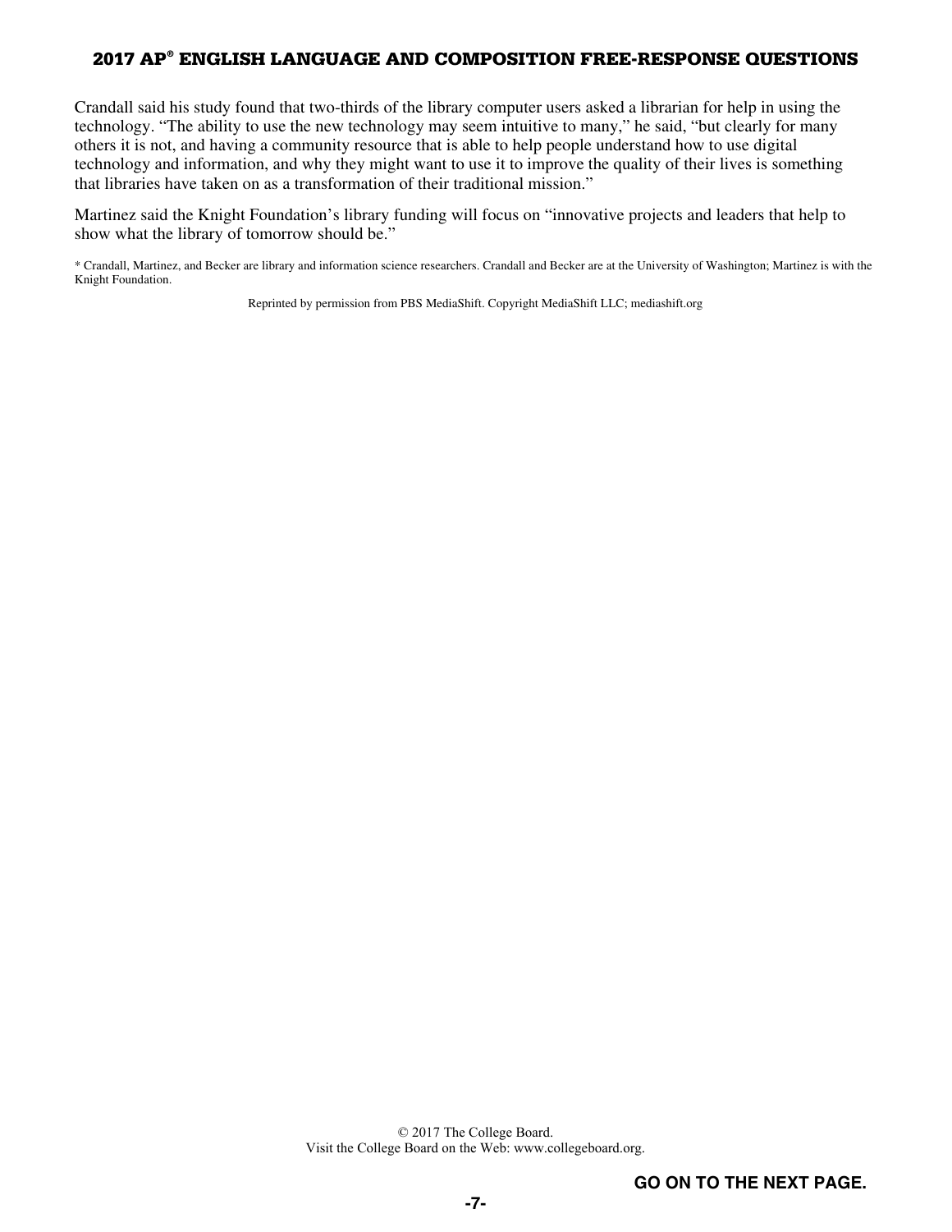Crandall said his study found that two-thirds of the library computer users asked a librarian for help in using the technology. "The ability to use the new technology may seem intuitive to many," he said, "but clearly for many others it is not, and having a community resource that is able to help people understand how to use digital technology and information, and why they might want to use it to improve the quality of their lives is something that libraries have taken on as a transformation of their traditional mission."

Martinez said the Knight Foundation's library funding will focus on "innovative projects and leaders that help to show what the library of tomorrow should be."

* Crandall, Martinez, and Becker are library and information science researchers. Crandall and Becker are at the University of Washington; Martinez is with the Knight Foundation.

Reprinted by permission from PBS MediaShift. Copyright MediaShift LLC; mediashift.org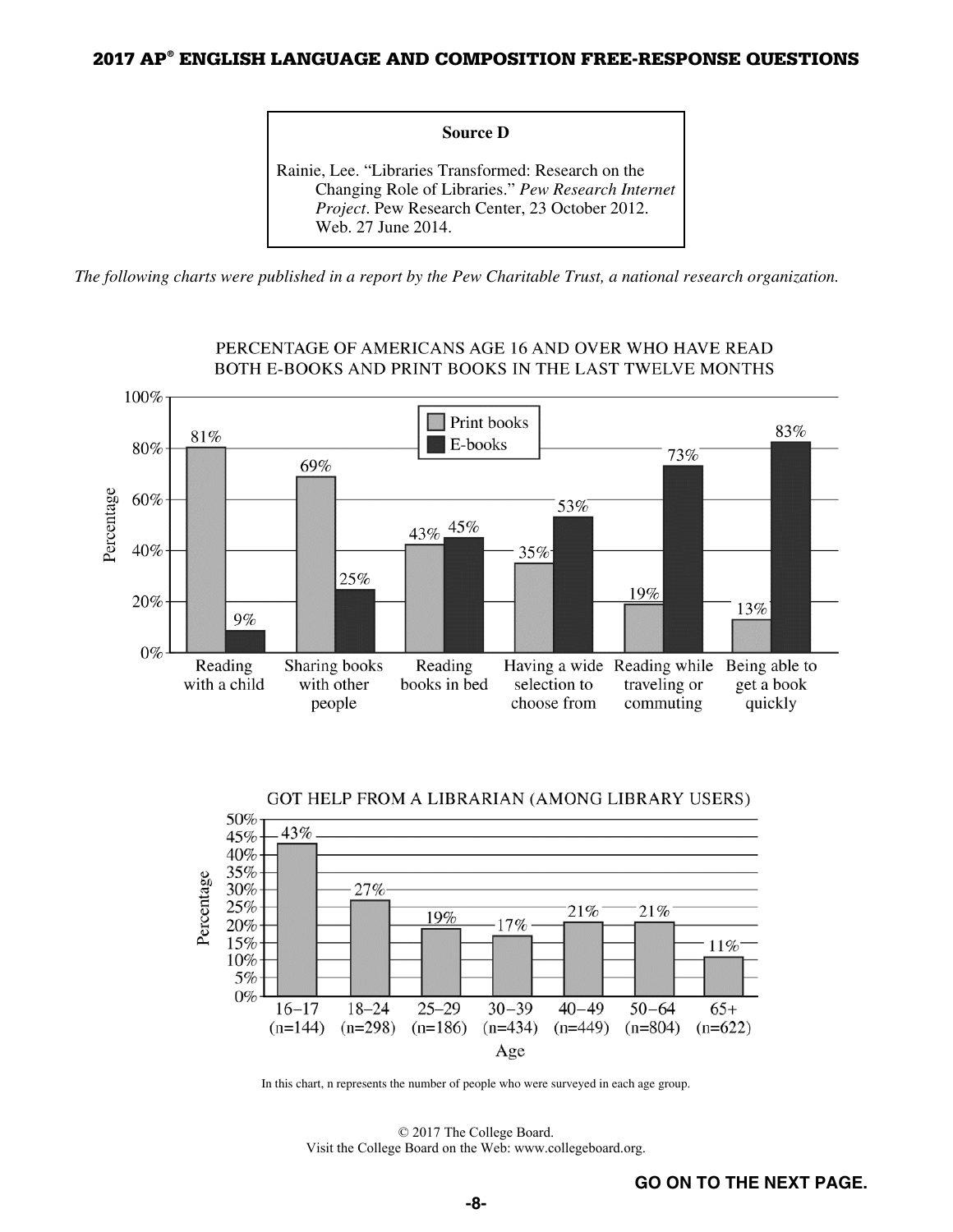**Source D**

Rainie, Lee. "Libraries Transformed: Research on the Changing Role of Libraries." *Pew Research Internet Project*. Pew Research Center, 23 October 2012. Web. 27 June 2014.

*The following charts were published in a report by the Pew Charitable Trust, a national research organization.*

PERCENTAGE OF AMERICANS AGE 16 AND OVER WHO HAVE READ BOTH E-BOOKS AND PRINT BOOKS IN THE LAST TWELVE MONTHS

| | Print books | E-books |
|---|---|---|
| Reading with a child | 81% | 9% |
| Sharing books with other people | 69% | 25% |
| Reading books in bed | 43% | 45% |
| Having a wide selection to choose from | 35% | 53% |
| Reading while traveling or commuting | 19% | 73% |
| Being able to get a book quickly | 13% | 83% |

GOT HELP FROM A LIBRARIAN (AMONG LIBRARY USERS)

| Age | Percentage |
|---|---|
| 16–17 (n=144) | 43% |
| 18–24 (n=298) | 27% |
| 25–29 (n=186) | 19% |
| 30–39 (n=434) | 17% |
| 40–49 (n=449) | 21% |
| 50–64 (n=804) | 21% |
| 65+ (n=622) | 11% |

In this chart, n represents the number of people who were surveyed in each age group.

© 2017 The College Board.
Visit the College Board on the Web: www.collegeboard.org.

**GO ON TO THE NEXT PAGE.**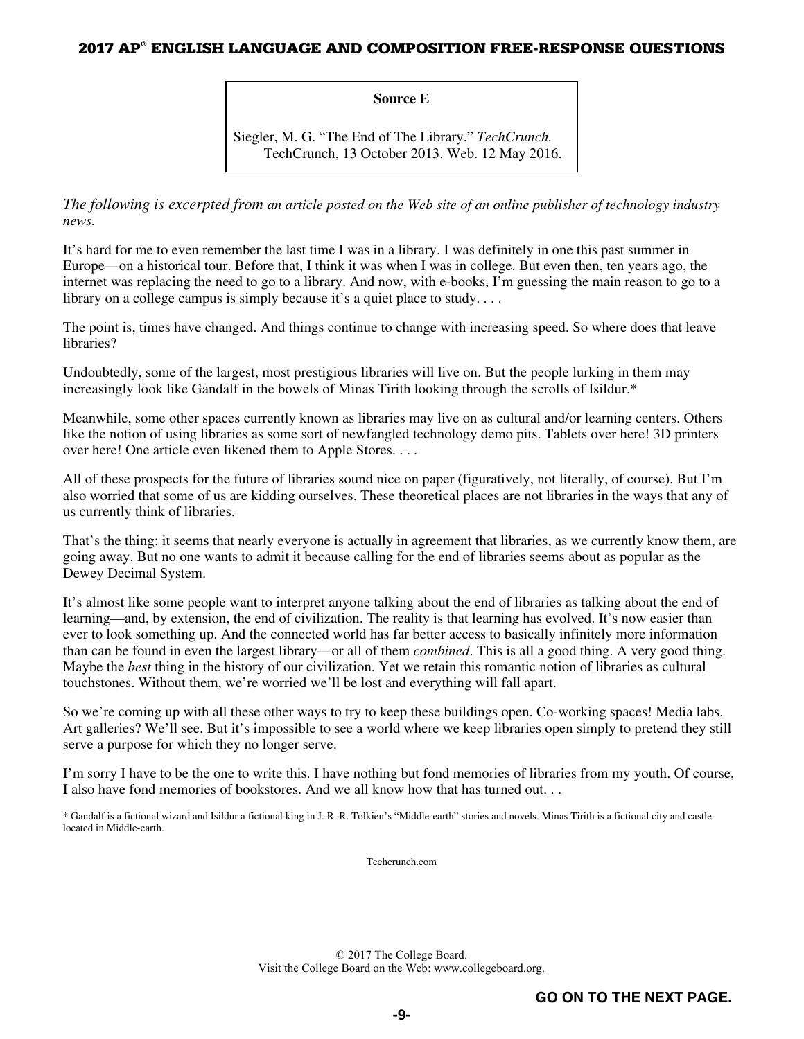**Source E**

Siegler, M. G. "The End of The Library." *TechCrunch.* TechCrunch, 13 October 2013. Web. 12 May 2016.

*The following is excerpted from an article posted on the Web site of an online publisher of technology industry news.*

It's hard for me to even remember the last time I was in a library. I was definitely in one this past summer in Europe—on a historical tour. Before that, I think it was when I was in college. But even then, ten years ago, the internet was replacing the need to go to a library. And now, with e-books, I'm guessing the main reason to go to a library on a college campus is simply because it's a quiet place to study. . . .

The point is, times have changed. And things continue to change with increasing speed. So where does that leave libraries?

Undoubtedly, some of the largest, most prestigious libraries will live on. But the people lurking in them may increasingly look like Gandalf in the bowels of Minas Tirith looking through the scrolls of Isildur.*

Meanwhile, some other spaces currently known as libraries may live on as cultural and/or learning centers. Others like the notion of using libraries as some sort of newfangled technology demo pits. Tablets over here! 3D printers over here! One article even likened them to Apple Stores. . . .

All of these prospects for the future of libraries sound nice on paper (figuratively, not literally, of course). But I'm also worried that some of us are kidding ourselves. These theoretical places are not libraries in the ways that any of us currently think of libraries.

That's the thing: it seems that nearly everyone is actually in agreement that libraries, as we currently know them, are going away. But no one wants to admit it because calling for the end of libraries seems about as popular as the Dewey Decimal System.

It's almost like some people want to interpret anyone talking about the end of libraries as talking about the end of learning—and, by extension, the end of civilization. The reality is that learning has evolved. It's now easier than ever to look something up. And the connected world has far better access to basically infinitely more information than can be found in even the largest library—or all of them *combined*. This is all a good thing. A very good thing. Maybe the *best* thing in the history of our civilization. Yet we retain this romantic notion of libraries as cultural touchstones. Without them, we're worried we'll be lost and everything will fall apart.

So we're coming up with all these other ways to try to keep these buildings open. Co-working spaces! Media labs. Art galleries? We'll see. But it's impossible to see a world where we keep libraries open simply to pretend they still serve a purpose for which they no longer serve.

I'm sorry I have to be the one to write this. I have nothing but fond memories of libraries from my youth. Of course, I also have fond memories of bookstores. And we all know how that has turned out. . .

\* Gandalf is a fictional wizard and Isildur a fictional king in J. R. R. Tolkien's "Middle-earth" stories and novels. Minas Tirith is a fictional city and castle located in Middle-earth.

Techcrunch.com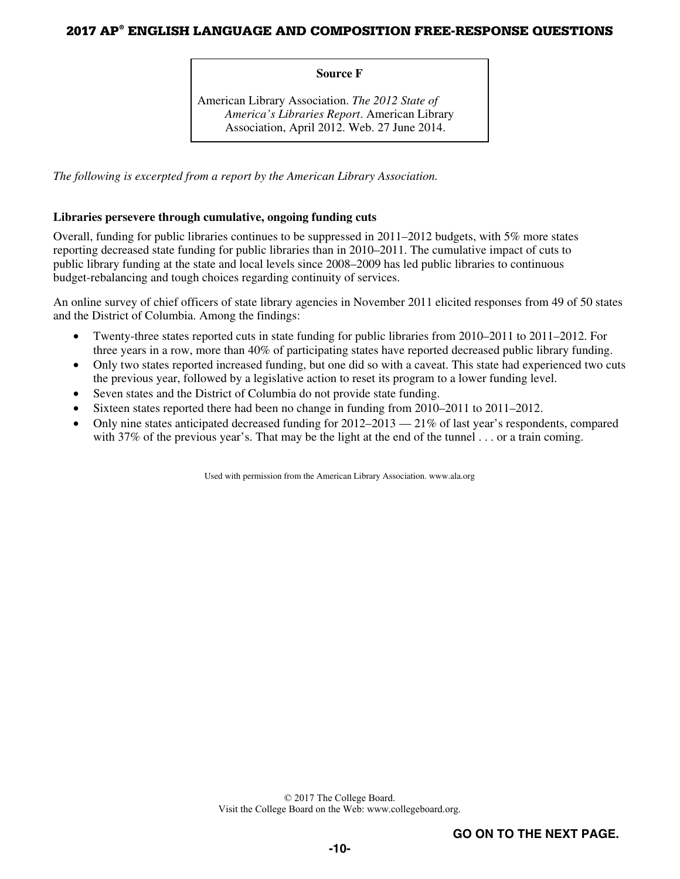**Source F**

American Library Association. *The 2012 State of America's Libraries Report*. American Library Association, April 2012. Web. 27 June 2014.

*The following is excerpted from a report by the American Library Association.*

**Libraries persevere through cumulative, ongoing funding cuts**

Overall, funding for public libraries continues to be suppressed in 2011–2012 budgets, with 5% more states reporting decreased state funding for public libraries than in 2010–2011. The cumulative impact of cuts to public library funding at the state and local levels since 2008–2009 has led public libraries to continuous budget-rebalancing and tough choices regarding continuity of services.

An online survey of chief officers of state library agencies in November 2011 elicited responses from 49 of 50 states and the District of Columbia. Among the findings:

- Twenty-three states reported cuts in state funding for public libraries from 2010–2011 to 2011–2012. For three years in a row, more than 40% of participating states have reported decreased public library funding.
- Only two states reported increased funding, but one did so with a caveat. This state had experienced two cuts the previous year, followed by a legislative action to reset its program to a lower funding level.
- Seven states and the District of Columbia do not provide state funding.
- Sixteen states reported there had been no change in funding from 2010–2011 to 2011–2012.
- Only nine states anticipated decreased funding for 2012–2013 — 21% of last year's respondents, compared with 37% of the previous year's. That may be the light at the end of the tunnel . . . or a train coming.

Used with permission from the American Library Association. www.ala.org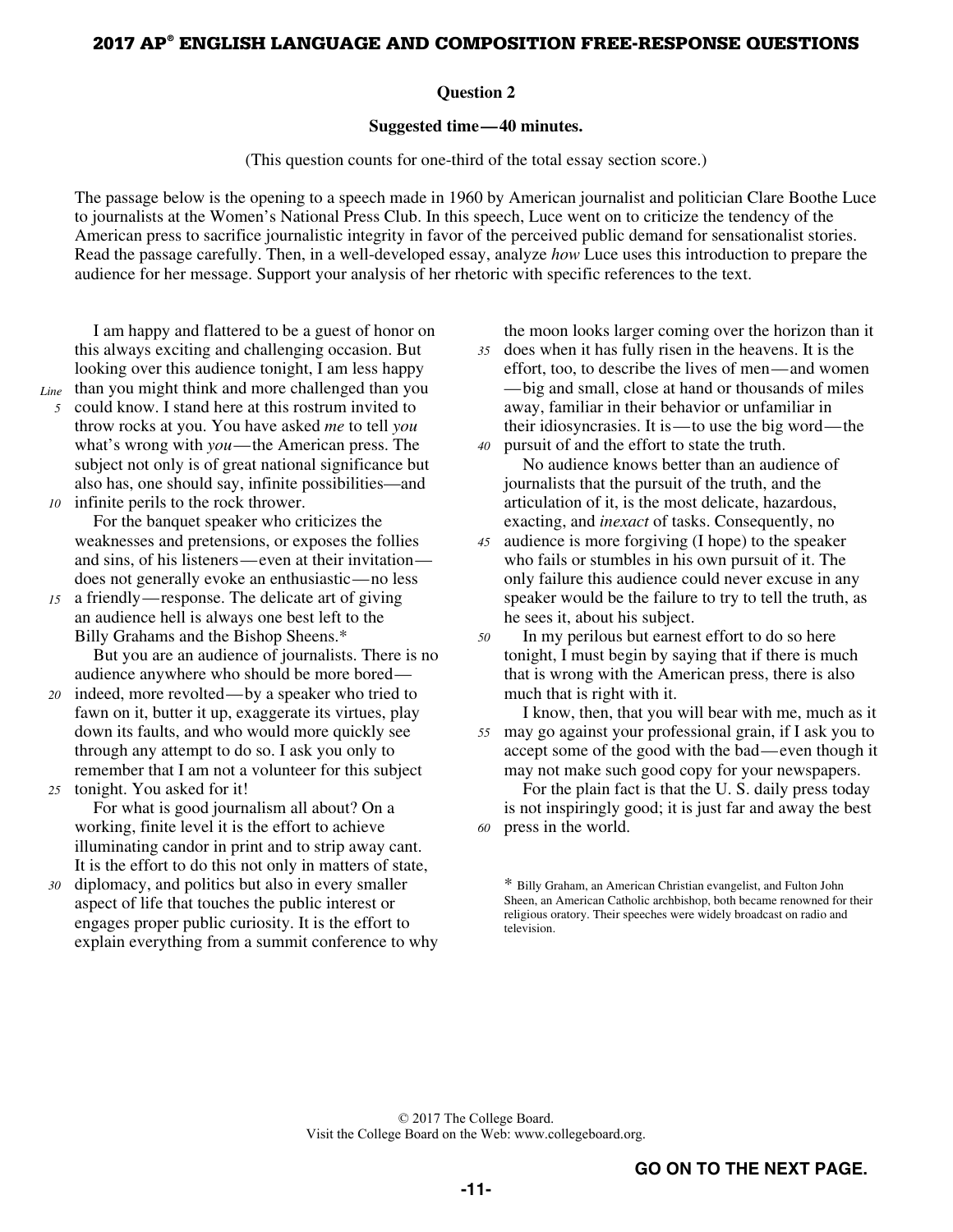### Question 2

**Suggested time—40 minutes.**

(This question counts for one-third of the total essay section score.)

The passage below is the opening to a speech made in 1960 by American journalist and politician Clare Boothe Luce to journalists at the Women's National Press Club. In this speech, Luce went on to criticize the tendency of the American press to sacrifice journalistic integrity in favor of the perceived public demand for sensationalist stories. Read the passage carefully. Then, in a well-developed essay, analyze *how* Luce uses this introduction to prepare the audience for her message. Support your analysis of her rhetoric with specific references to the text.

I am happy and flattered to be a guest of honor on this always exciting and challenging occasion. But looking over this audience tonight, I am less happy than you might think and more challenged than you could know. I stand here at this rostrum invited to throw rocks at you. You have asked *me* to tell *you* what's wrong with *you*—the American press. The subject not only is of great national significance but also has, one should say, infinite possibilities—and infinite perils to the rock thrower.

For the banquet speaker who criticizes the weaknesses and pretensions, or exposes the follies and sins, of his listeners—even at their invitation—does not generally evoke an enthusiastic—no less a friendly—response. The delicate art of giving an audience hell is always one best left to the Billy Grahams and the Bishop Sheens.*

But you are an audience of journalists. There is no audience anywhere who should be more bored—indeed, more revolted—by a speaker who tried to fawn on it, butter it up, exaggerate its virtues, play down its faults, and who would more quickly see through any attempt to do so. I ask you only to remember that I am not a volunteer for this subject tonight. You asked for it!

For what is good journalism all about? On a working, finite level it is the effort to achieve illuminating candor in print and to strip away cant. It is the effort to do this not only in matters of state, diplomacy, and politics but also in every smaller aspect of life that touches the public interest or engages proper public curiosity. It is the effort to explain everything from a summit conference to why the moon looks larger coming over the horizon than it does when it has fully risen in the heavens. It is the effort, too, to describe the lives of men—and women—big and small, close at hand or thousands of miles away, familiar in their behavior or unfamiliar in their idiosyncrasies. It is—to use the big word—the pursuit of and the effort to state the truth.

No audience knows better than an audience of journalists that the pursuit of the truth, and the articulation of it, is the most delicate, hazardous, exacting, and *inexact* of tasks. Consequently, no audience is more forgiving (I hope) to the speaker who fails or stumbles in his own pursuit of it. The only failure this audience could never excuse in any speaker would be the failure to try to tell the truth, as he sees it, about his subject.

In my perilous but earnest effort to do so here tonight, I must begin by saying that if there is much that is wrong with the American press, there is also much that is right with it.

I know, then, that you will bear with me, much as it may go against your professional grain, if I ask you to accept some of the good with the bad—even though it may not make such good copy for your newspapers.

For the plain fact is that the U. S. daily press today is not inspiringly good; it is just far and away the best press in the world.

* Billy Graham, an American Christian evangelist, and Fulton John Sheen, an American Catholic archbishop, both became renowned for their religious oratory. Their speeches were widely broadcast on radio and television.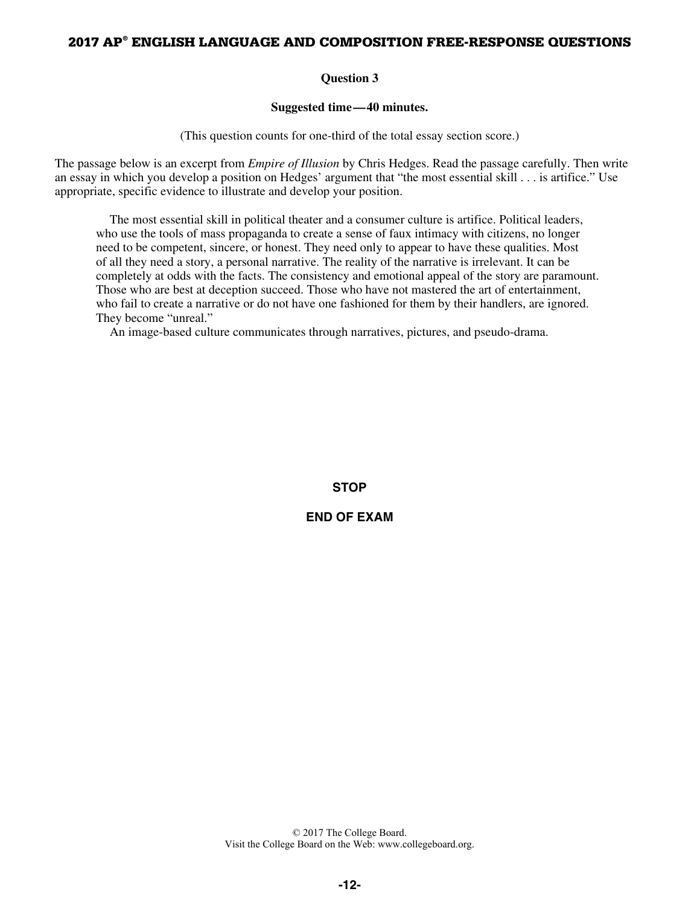**Question 3**

**Suggested time—40 minutes.**

(This question counts for one-third of the total essay section score.)

The passage below is an excerpt from *Empire of Illusion* by Chris Hedges. Read the passage carefully. Then write an essay in which you develop a position on Hedges' argument that "the most essential skill . . . is artifice." Use appropriate, specific evidence to illustrate and develop your position.

> The most essential skill in political theater and a consumer culture is artifice. Political leaders, who use the tools of mass propaganda to create a sense of faux intimacy with citizens, no longer need to be competent, sincere, or honest. They need only to appear to have these qualities. Most of all they need a story, a personal narrative. The reality of the narrative is irrelevant. It can be completely at odds with the facts. The consistency and emotional appeal of the story are paramount. Those who are best at deception succeed. Those who have not mastered the art of entertainment, who fail to create a narrative or do not have one fashioned for them by their handlers, are ignored. They become "unreal."
>
> An image-based culture communicates through narratives, pictures, and pseudo-drama.

**STOP**

**END OF EXAM**

© 2017 The College Board.
Visit the College Board on the Web: www.collegeboard.org.